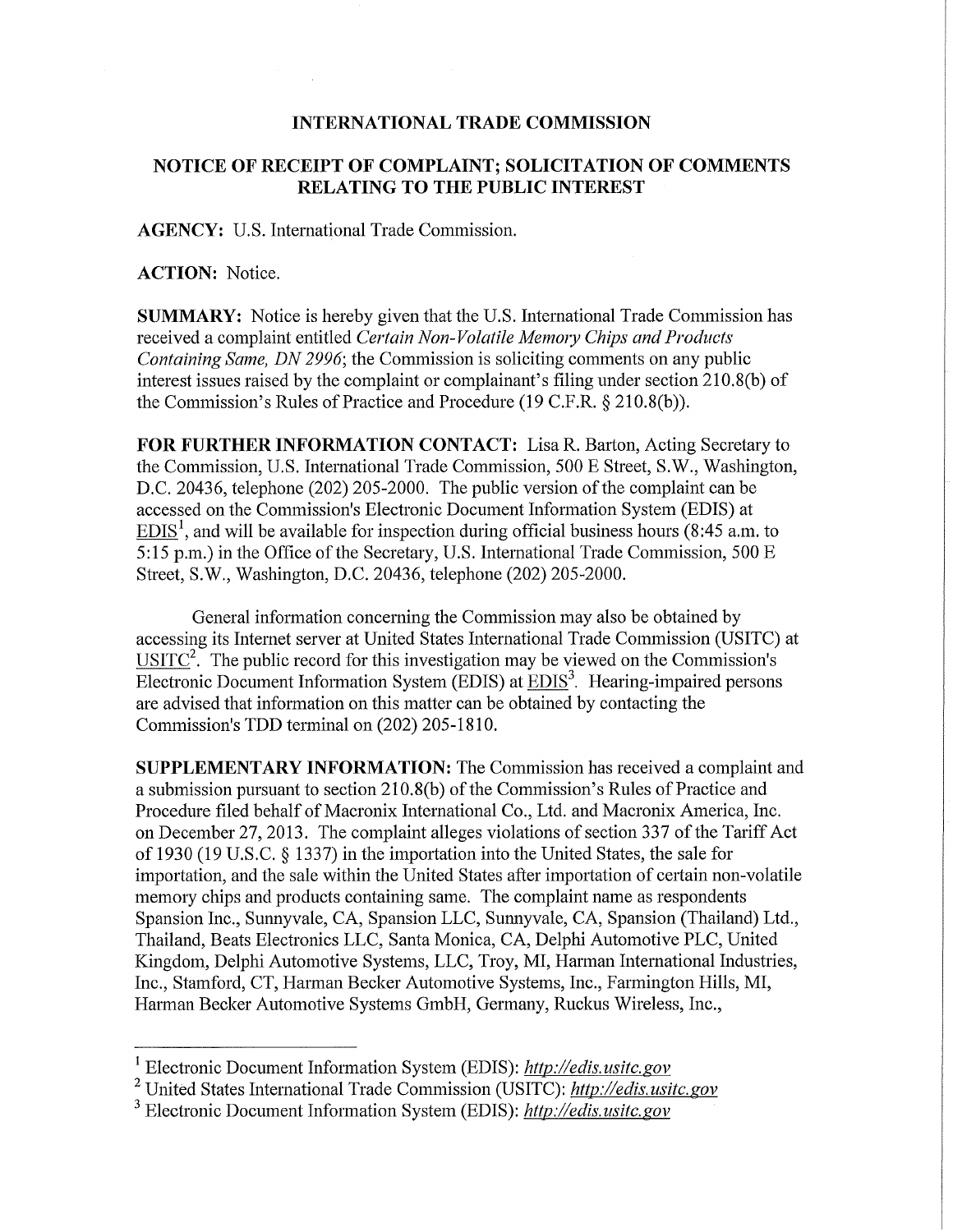# INTERNATIONAL TRADE COMMISSION

## NOTICE OF RECEIPT OF COMPLAINT; SOLICITATION OF COMMENTS RELATING TO THE PUBLIC INTEREST

**AGENCY:** U.S. International Trade Commission.

**ACTION:** Notice.

**SUMMARY:** Notice is hereby given that the U.S. International Trade Commission has received a complaint entitled *Certain Non-Volatile Memory Chips and Products Containing Same, DN 2996*; the Commission is soliciting comments on any public interest issues raised by the complaint or complainant's filing under section 210.8(b) of the Commission's Rules of Practice and Procedure (19 C.F.R. § 210.8(b)).

**FOR FURTHER INFORMATION CONTACT:** Lisa R. Barton, Acting Secretary to the Commission, U.S. International Trade Commission, 500 E Street, S.W., Washington, D.C. 20436, telephone (202) 205-2000. The public version of the complaint can be accessed on the Commission's Electronic Document Information System (EDIS) at EDIS[1], and will be available for inspection during official business hours (8:45 a.m. to 5:15 p.m.) in the Office of the Secretary, U.S. International Trade Commission, 500 E Street, S.W., Washington, D.C. 20436, telephone (202) 205-2000.

General information concerning the Commission may also be obtained by accessing its Internet server at United States International Trade Commission (USITC) at USITC[2]. The public record for this investigation may be viewed on the Commission's Electronic Document Information System (EDIS) at EDIS[3]. Hearing-impaired persons are advised that information on this matter can be obtained by contacting the Commission's TDD terminal on (202) 205-1810.

**SUPPLEMENTARY INFORMATION:** The Commission has received a complaint and a submission pursuant to section 210.8(b) of the Commission's Rules of Practice and Procedure filed behalf of Macronix International Co., Ltd. and Macronix America, Inc. on December 27, 2013. The complaint alleges violations of section 337 of the Tariff Act of 1930 (19 U.S.C. § 1337) in the importation into the United States, the sale for importation, and the sale within the United States after importation of certain non-volatile memory chips and products containing same. The complaint name as respondents Spansion Inc., Sunnyvale, CA, Spansion LLC, Sunnyvale, CA, Spansion (Thailand) Ltd., Thailand, Beats Electronics LLC, Santa Monica, CA, Delphi Automotive PLC, United Kingdom, Delphi Automotive Systems, LLC, Troy, MI, Harman International Industries, Inc., Stamford, CT, Harman Becker Automotive Systems, Inc., Farmington Hills, MI, Harman Becker Automotive Systems GmbH, Germany, Ruckus Wireless, Inc.,

---

[1] Electronic Document Information System (EDIS): *http://edis.usitc.gov*

[2] United States International Trade Commission (USITC): *http://edis.usitc.gov*

[3] Electronic Document Information System (EDIS): *http://edis.usitc.gov*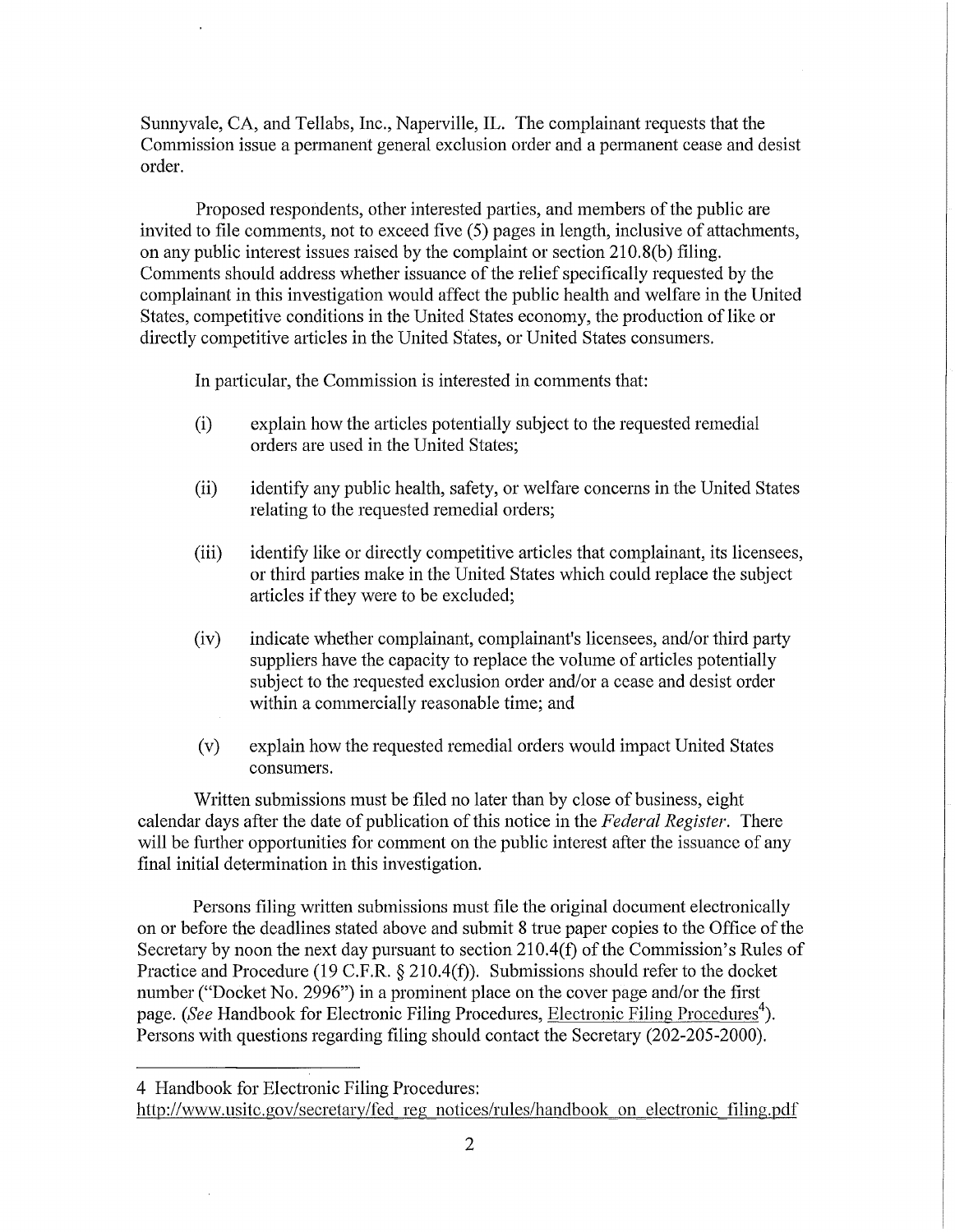Sunnyvale, CA, and Tellabs, Inc., Naperville, IL. The complainant requests that the Commission issue a permanent general exclusion order and a permanent cease and desist order.

Proposed respondents, other interested parties, and members of the public are invited to file comments, not to exceed five (5) pages in length, inclusive of attachments, on any public interest issues raised by the complaint or section 210.8(b) filing. Comments should address whether issuance of the relief specifically requested by the complainant in this investigation would affect the public health and welfare in the United States, competitive conditions in the United States economy, the production of like or directly competitive articles in the United States, or United States consumers.

In particular, the Commission is interested in comments that:

(i) explain how the articles potentially subject to the requested remedial orders are used in the United States;

(ii) identify any public health, safety, or welfare concerns in the United States relating to the requested remedial orders;

(iii) identify like or directly competitive articles that complainant, its licensees, or third parties make in the United States which could replace the subject articles if they were to be excluded;

(iv) indicate whether complainant, complainant's licensees, and/or third party suppliers have the capacity to replace the volume of articles potentially subject to the requested exclusion order and/or a cease and desist order within a commercially reasonable time; and

(v) explain how the requested remedial orders would impact United States consumers.

Written submissions must be filed no later than by close of business, eight calendar days after the date of publication of this notice in the *Federal Register*. There will be further opportunities for comment on the public interest after the issuance of any final initial determination in this investigation.

Persons filing written submissions must file the original document electronically on or before the deadlines stated above and submit 8 true paper copies to the Office of the Secretary by noon the next day pursuant to section 210.4(f) of the Commission's Rules of Practice and Procedure (19 C.F.R. § 210.4(f)). Submissions should refer to the docket number ("Docket No. 2996") in a prominent place on the cover page and/or the first page. (*See* Handbook for Electronic Filing Procedures, Electronic Filing Procedures[4]). Persons with questions regarding filing should contact the Secretary (202-205-2000).

---

[4] Handbook for Electronic Filing Procedures: http://www.usitc.gov/secretary/fed_reg_notices/rules/handbook_on_electronic_filing.pdf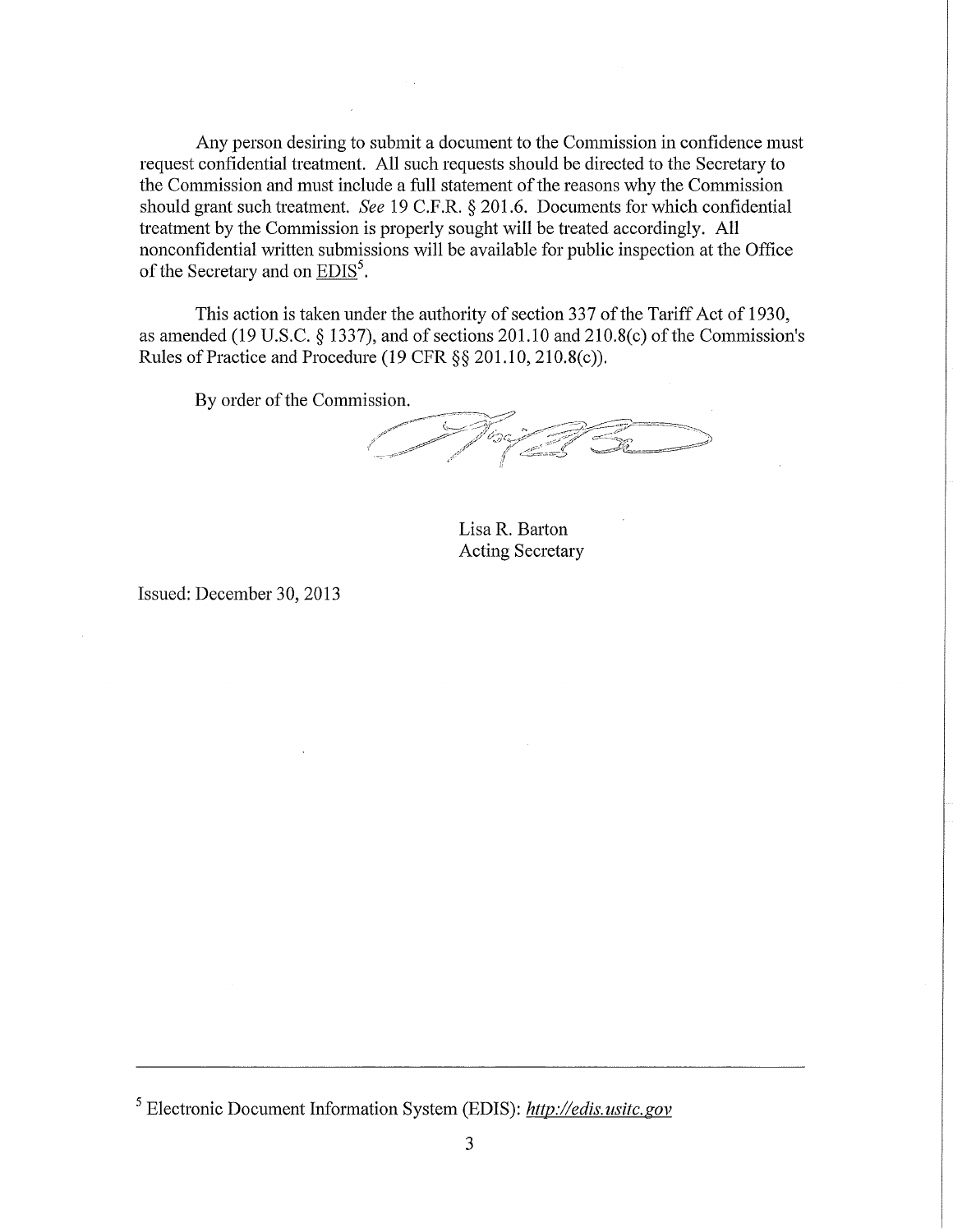Any person desiring to submit a document to the Commission in confidence must request confidential treatment. All such requests should be directed to the Secretary to the Commission and must include a full statement of the reasons why the Commission should grant such treatment. *See* 19 C.F.R. § 201.6. Documents for which confidential treatment by the Commission is properly sought will be treated accordingly. All nonconfidential written submissions will be available for public inspection at the Office of the Secretary and on EDIS[5].

This action is taken under the authority of section 337 of the Tariff Act of 1930, as amended (19 U.S.C. § 1337), and of sections 201.10 and 210.8(c) of the Commission's Rules of Practice and Procedure (19 CFR §§ 201.10, 210.8(c)).

By order of the Commission.

Lisa R. Barton
Acting Secretary

Issued: December 30, 2013

---

[5] Electronic Document Information System (EDIS): *http://edis.usitc.gov*